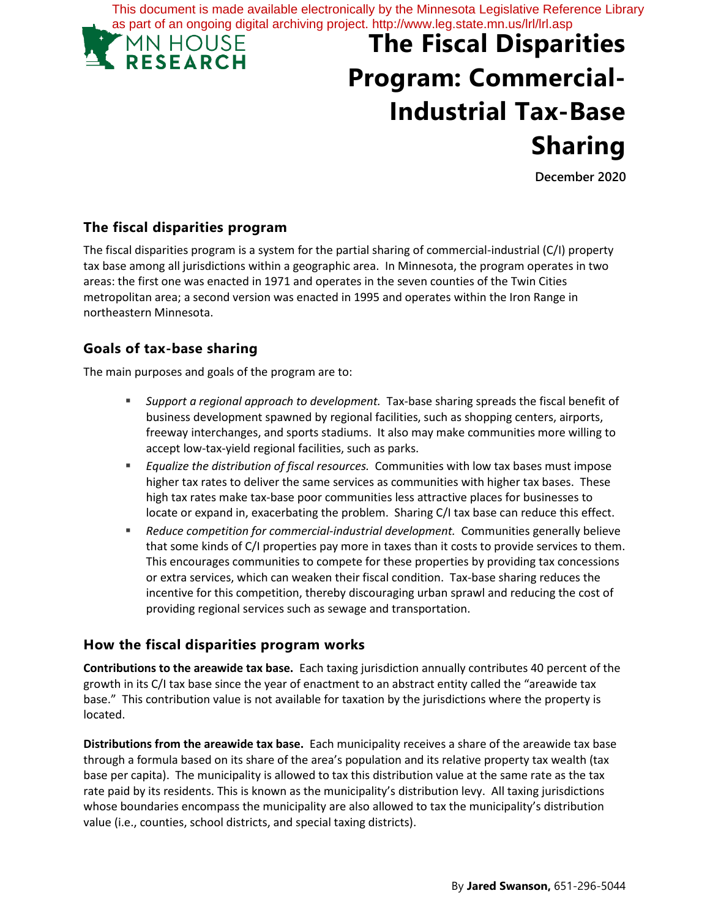This document is made available electronically by the Minnesota Legislative Reference Library as part of an ongoing digital archiving project. http://www.leg.state.mn.us/lrl/lrl.asp

MN HOUSE RESEARCH

# The Fiscal Disparities Program: Commercial-Industrial Tax-Base Sharing

**December 2020**

## The fiscal disparities program

The fiscal disparities program is a system for the partial sharing of commercial-industrial (C/I) property tax base among all jurisdictions within a geographic area. In Minnesota, the program operates in two areas: the first one was enacted in 1971 and operates in the seven counties of the Twin Cities metropolitan area; a second version was enacted in 1995 and operates within the Iron Range in northeastern Minnesota.

## Goals of tax-base sharing

The main purposes and goals of the program are to:

- *Support a regional approach to development.* Tax-base sharing spreads the fiscal benefit of business development spawned by regional facilities, such as shopping centers, airports, freeway interchanges, and sports stadiums. It also may make communities more willing to accept low-tax-yield regional facilities, such as parks.
- *Equalize the distribution of fiscal resources.* Communities with low tax bases must impose higher tax rates to deliver the same services as communities with higher tax bases. These high tax rates make tax-base poor communities less attractive places for businesses to locate or expand in, exacerbating the problem. Sharing C/I tax base can reduce this effect.
- *Reduce competition for commercial-industrial development.* Communities generally believe that some kinds of C/I properties pay more in taxes than it costs to provide services to them. This encourages communities to compete for these properties by providing tax concessions or extra services, which can weaken their fiscal condition. Tax-base sharing reduces the incentive for this competition, thereby discouraging urban sprawl and reducing the cost of providing regional services such as sewage and transportation.

## How the fiscal disparities program works

**Contributions to the areawide tax base.** Each taxing jurisdiction annually contributes 40 percent of the growth in its C/I tax base since the year of enactment to an abstract entity called the "areawide tax base." This contribution value is not available for taxation by the jurisdictions where the property is located.

**Distributions from the areawide tax base.** Each municipality receives a share of the areawide tax base through a formula based on its share of the area's population and its relative property tax wealth (tax base per capita). The municipality is allowed to tax this distribution value at the same rate as the tax rate paid by its residents. This is known as the municipality's distribution levy. All taxing jurisdictions whose boundaries encompass the municipality are also allowed to tax the municipality's distribution value (i.e., counties, school districts, and special taxing districts).

By **Jared Swanson,** 651-296-5044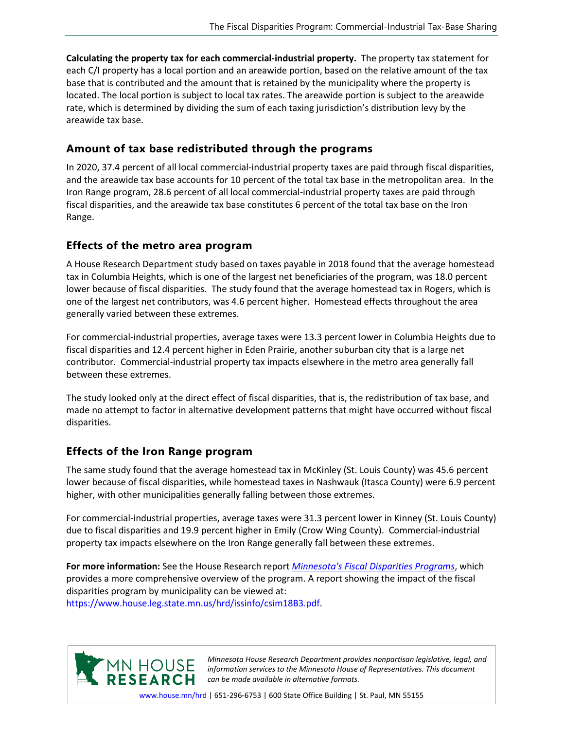**Calculating the property tax for each commercial-industrial property.** The property tax statement for each C/I property has a local portion and an areawide portion, based on the relative amount of the tax base that is contributed and the amount that is retained by the municipality where the property is located. The local portion is subject to local tax rates. The areawide portion is subject to the areawide rate, which is determined by dividing the sum of each taxing jurisdiction's distribution levy by the areawide tax base.

## Amount of tax base redistributed through the programs

In 2020, 37.4 percent of all local commercial-industrial property taxes are paid through fiscal disparities, and the areawide tax base accounts for 10 percent of the total tax base in the metropolitan area. In the Iron Range program, 28.6 percent of all local commercial-industrial property taxes are paid through fiscal disparities, and the areawide tax base constitutes 6 percent of the total tax base on the Iron Range.

## Effects of the metro area program

A House Research Department study based on taxes payable in 2018 found that the average homestead tax in Columbia Heights, which is one of the largest net beneficiaries of the program, was 18.0 percent lower because of fiscal disparities. The study found that the average homestead tax in Rogers, which is one of the largest net contributors, was 4.6 percent higher. Homestead effects throughout the area generally varied between these extremes.

For commercial-industrial properties, average taxes were 13.3 percent lower in Columbia Heights due to fiscal disparities and 12.4 percent higher in Eden Prairie, another suburban city that is a large net contributor. Commercial-industrial property tax impacts elsewhere in the metro area generally fall between these extremes.

The study looked only at the direct effect of fiscal disparities, that is, the redistribution of tax base, and made no attempt to factor in alternative development patterns that might have occurred without fiscal disparities.

## Effects of the Iron Range program

The same study found that the average homestead tax in McKinley (St. Louis County) was 45.6 percent lower because of fiscal disparities, while homestead taxes in Nashwauk (Itasca County) were 6.9 percent higher, with other municipalities generally falling between those extremes.

For commercial-industrial properties, average taxes were 31.3 percent lower in Kinney (St. Louis County) due to fiscal disparities and 19.9 percent higher in Emily (Crow Wing County). Commercial-industrial property tax impacts elsewhere on the Iron Range generally fall between these extremes.

**For more information:** See the House Research report *Minnesota's Fiscal Disparities Programs*, which provides a more comprehensive overview of the program. A report showing the impact of the fiscal disparities program by municipality can be viewed at: https://www.house.leg.state.mn.us/hrd/issinfo/csim18B3.pdf.

MN HOUSE RESEARCH

*Minnesota House Research Department provides nonpartisan legislative, legal, and information services to the Minnesota House of Representatives. This document can be made available in alternative formats.*

www.house.mn/hrd | 651-296-6753 | 600 State Office Building | St. Paul, MN 55155